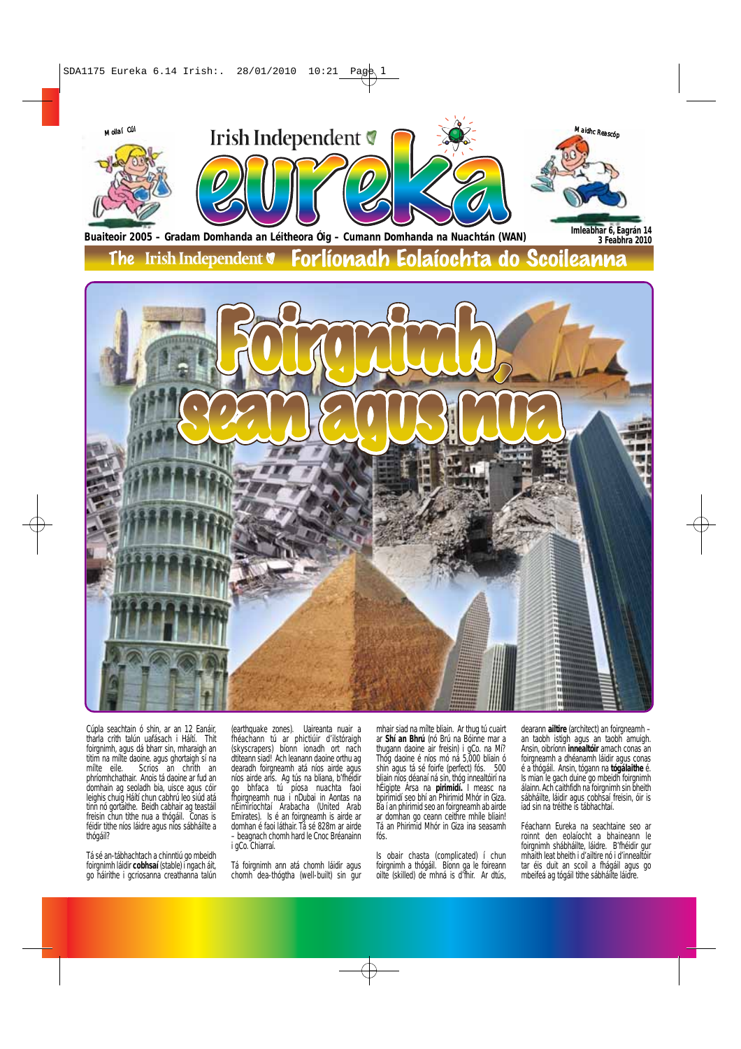Molly Cúl

# Irish Independent eureka

Maidhc Reascóp

**Buaiteoir 2005 – Gradam Domhanda an Léitheora Óig – Cumann Domhanda na Nuachtán (WAN)**

**Imleabhar 6, Eagrán 14**
**3 Feabhra 2010**

## The Irish Independent Forlíonadh Eolaíochta do Scoileanna

# Foirgnimh, sean agus nua

Cúpla seachtain ó shin, ar an 12 Eanáir, tharla crith talún uafásach i Háítí. Thit foirgnimh, agus dá bharr sin, mharaigh an titim na mílte daoine, agus ghortaigh sí na mílte eile. Scrios an chrith an phríomhchathair. Anois tá daoine ar fud an domhain ag seoladh bia, uisce agus cóir leighis chuig Háítí chun cabhrú leo siúd atá tinn nó gortaithe. Beidh cabhair ag teastáil freisin chun tithe nua a thógáil. Conas is féidir tithe níos láidre agus níos sábháilte a thógáil?

Tá sé an-tábhachtach a chinntiú go mbeidh foirgnimh láidir **cobhsaí** (stable) i ngach áit, go háirithe i gcriosanna creathanna talún (earthquake zones). Uaireanta nuair a fhéachann tú ar phictiúir d'ilstóraigh (skyscrapers) bíonn ionadh ort nach dtiteann siad! Ach leanann daoine orthu ag dearadh foirgneamh atá níos airde agus níos airde arís. Ag tús na bliana, b'fhéidir go bhfaca tú píosa nuachta faoi fhoirgneamh nua i nDubai in Aontas na nÉimíríochtaí Arabacha (United Arab Emirates). Is é an foirgneamh is airde ar domhan é faoi láthair. Tá sé 828m ar airde – beagnach chomh hard le Cnoc Bréanainn i gCo. Chiarraí.

Tá foirgnimh ann atá chomh láidir agus chomh dea-thógtha (well-built) sin gur mhair siad na mílte bliain. Ar thug tú cuairt ar **Shí an Bhrú** (nó Brú na Bóinne mar a thugann daoine air freisin) i gCo. na Mí? Thóg daoine é níos mó ná 5,000 bliain ó shin agus tá sé foirfe (perfect) fós. 500 bliain níos déanaí ná sin, thóg innealtóirí na hÉigipte Ársa na **pirimidí**. I measc na bpirimidí seo bhí an Phirimid Mhór in Giza. Ba í an phirimid seo an foirgneamh ab airde ar domhan go ceann ceithre mhíle bliain! Tá an Phirimid Mhór in Giza ina seasamh fós.

Is obair chasta (complicated) í chun foirgnimh a thógáil. Bíonn ga le foireann oilte (skilled) de mhná is d'fhir. Ar dtús, dearann **ailtire** (architect) an foirgneamh – an taobh istigh agus an taobh amuigh. Ansin, oibríonn **innealtóir** amach conas an foirgneamh a dhéanamh láidir agus conas é a thógáil. Ansin, tógann na **tógálaithe** é. Is mian le gach duine go mbeidh foirgnimh álainn. Ach caithfidh na foirgnimh sin bheith sábháilte, láidir agus cobhsaí freisin, óir is iad sin na tréithe is tábhachtaí.

Féachann Eureka na seachtaine seo ar roinnt den eolaíocht a bhaineann le foirgnimh shábháilte, láidre. B'fhéidir gur mhaith leat bheith i d'ailtire nó i d'innealtóir tar éis duit an scoil a fhágáil agus go mbeifeá ag tógáil tithe sábháilte láidre.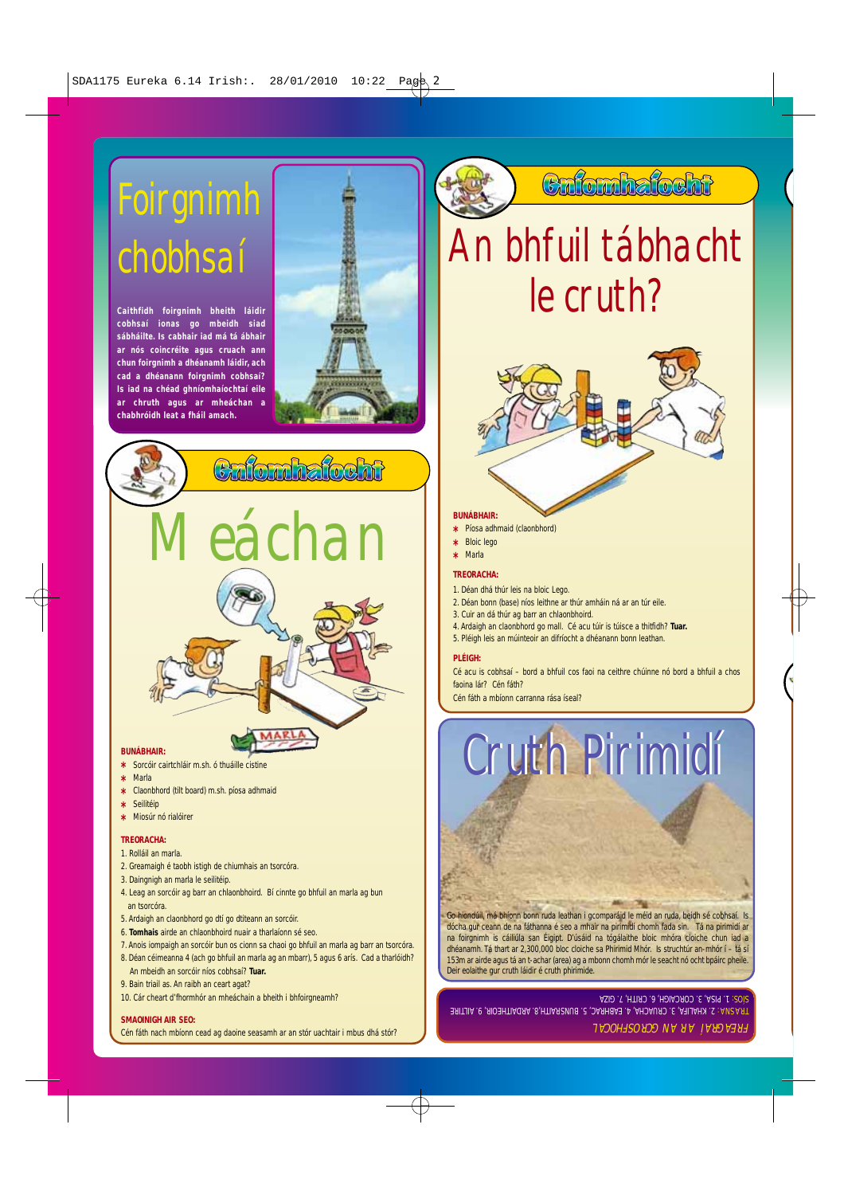# Foirgnimh chobhsaí

**Caithfidh foirgnimh bheith láidir cobhsaí ionas go mbeidh siad sábháilte. Is cabhair iad má tá ábhair ar nós coincréite agus cruach ann chun foirgnimh a dhéanamh láidir, ach cad a dhéanann foirgnimh cobhsaí? Is iad na chéad ghníomhaíochtaí eile ar chruth agus ar mheáchan a chabhróidh leat a fháil amach.**

## Gníomhaíocht

# Meáchan

**BUNÁBHAIR:**

- Sorcóir cairtchláir m.sh. ó thuáille cistine
- Marla
- Claonbhord (tilt board) m.sh. píosa adhmaid
- Seilitéip
- Miosúr nó rialóir

**TREORACHA:**

1. Rolláil an marla.
2. Greamaigh é taobh istigh de chiumhais an tsorcóra.
3. Daingnigh an marla le seilitéip.
4. Leag an sorcóir ag barr an chlaonbhoird. Bí cinnte go bhfuil an marla ag bun an tsorcóra.
5. Ardaigh an claonbhord go dtí go dtiteann an sorcóir.
6. **Tomhais** airde an chlaonbhoird nuair a tharlaíonn sé seo.
7. Anois iompaigh an sorcóir bun os cionn sa chaoi go bhfuil an marla ag barr an tsorcóra.
8. Déan céimeanna 4 (ach go bhfuil an marla ag an mbarr), 5 agus 6 arís. Cad a tharlóidh? An mbeidh an sorcóir níos cobhsaí? **Tuar.**
9. Bain triail as. An raibh an ceart agat?
10. Cár cheart d'fhormhór an mheáchain a bheith i bhfoirgneamh?

**SMAOINIGH AIR SEO:**

Cén fáth nach mbíonn cead ag daoine seasamh ar an stór uachtair i mbus dhá stór?

## Gníomhaíocht

# An bhfuil tábhacht le cruth?

**BUNÁBHAIR:**

- Píosa adhmaid (claonbhord)
- Bloic lego
- Marla

**TREORACHA:**

1. Déan dhá thúr leis na bloic Lego.
2. Déan bonn (base) níos leithne ar thúr amháin ná ar an túr eile.
3. Cuir an dá thúr ag barr an chlaonbhoird.
4. Ardaigh an claonbhord go mall. Cé acu túr is túisce a thitfidh? **Tuar.**
5. Pléigh leis an múinteoir an difríocht a dhéanann bonn leathan.

**PLÉIGH:**

Cé acu is cobhsaí – bord a bhfuil cos faoi na ceithre chúinne nó bord a bhfuil a chos faoina lár? Cén fáth?

Cén fáth a mbíonn carranna rása íseal?

# Cruth Pirimidí

Go hiondúil, má bhíonn bonn ruda leathan i gcomparáid le méid an ruda, beidh sé cobhsaí. Is dócha gur ceann de na fáthanna é seo a mhair na pirimidí chomh fada sin. Tá na pirimidí ar na foirgnimh is cáiliúla san Éigipt. D'úsáid na tógálaithe bloic mhóra cloiche chun iad a dhéanamh. Tá thart ar 2,300,000 bloc cloiche sa Phirimid Mhór. Is struchtúr an-mhór í – tá sí 153m ar airde agus tá an t-achar (area) ag a mbonn chomh mór le seacht nó ocht bpáirc pheile. Deir eolaithe gur cruth láidir é cruth pirimide.

*FREAGRAÍ AR AN GCROSFHOCAL*

TRASNA: 2. KHALIFA, 3. CRUACHA, 4. EABHRAC, 5. BUNSRAITH, 8. ARDAITHEOIR, 9. AILTIRE

SÍOS: 1. PISA, 3. CORCAIGH, 6. CRITH, 7. GIZA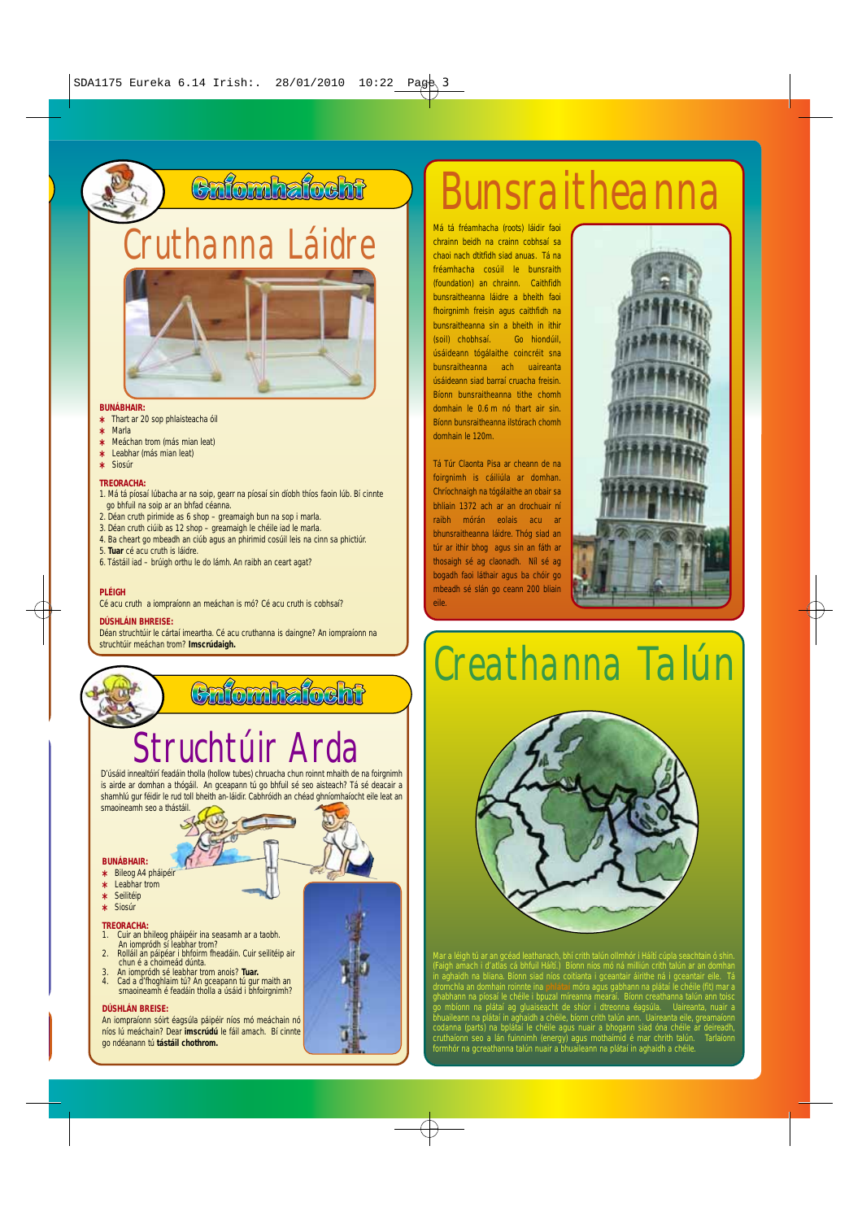## Gníomhaíocht

# Cruthanna Láidre

**BUNÁBHAIR:**

* Thart ar 20 sop phlaisteacha óil
* Marla
* Meáchan trom (más mian leat)
* Leabhar (más mian leat)
* Siosúr

**TREORACHA:**

1. Má tá píosaí lúbacha ar na soip, gearr na píosaí sin díobh thíos faoin lúb. Bí cinnte go bhfuil na soip ar an bhfad céanna.
2. Déan cruth pirimide as 6 shop – greamaigh bun na sop i marla.
3. Déan cruth ciúib as 12 shop – greamaigh le chéile iad le marla.
4. Ba cheart go mbeadh an ciúb agus an phirimid cosúil leis na cinn sa phictiúr.
5. **Tuar** cé acu cruth is láidre.
6. Tástáil iad – brúigh orthu le do lámh. An raibh an ceart agat?

**PLÉIGH**

Cé acu cruth a iompraíonn an meáchan is mó? Cé acu cruth is cobhsaí?

**DÚSHLÁIN BHREISE:**

Déan struchtúir le cártaí imeartha. Cé acu cruthanna is daingne? An iompraíonn na struchtúir meáchan trom? **Imscrúdaigh.**

## Gníomhaíocht

# Struchtúir Arda

D'úsáid innealtóirí feadáin tholla (hollow tubes) cruacha chun roinnt mhaith de na foirgnimh is airde ar domhan a thógáil. An gceapann tú go bhfuil sé seo aisteach? Tá sé deacair a shamhlú gur féidir le rud toll bheith an-láidir. Cabhróidh an chéad ghníomhaíocht eile leat an smaoineamh seo a thástáil.

**BUNÁBHAIR:**

* Bileog A4 pháipéir
* Leabhar trom
* Seilitéip
* Siosúr

**TREORACHA:**

1. Cuir an bhileog pháipéir ina seasamh ar a taobh. An iompródh sí leabhar trom?
2. Rolláil an páipéar i bhfoirm fheadáin. Cuir seilitéip air chun é a choimeád dúnta.
3. An iompródh sé leabhar trom anois? **Tuar.**
4. Cad a d'fhoghlaim tú? An gceapann tú gur maith an smaoineamh é feadáin tholla a úsáid i bhfoirgnimh?

**DÚSHLÁN BREISE:**

An iompraíonn sóirt éagsúla páipéir níos mó meáchain nó níos lú meáchain? Dear **imscrúdú** le fáil amach. Bí cinnte go ndéanann tú **tástáil chothrom.**

# Bunsraitheanna

Má tá fréamhacha (roots) láidir faoi chrainn beidh na crainn cobhsaí sa chaoi nach dtitfidh siad anuas. Tá na fréamhacha cosúil le bunsraith (foundation) an chrainn. Caithfidh bunsraitheanna láidre a bheith faoi fhoirgnimh freisin agus caithfidh na bunsraitheanna sin a bheith in ithir (soil) chobhsaí. Go hiondúil, úsáideann tógálaithe coincréit sna bunsraitheanna ach uaireanta úsáideann siad barraí cruacha freisin. Bíonn bunsraitheanna tithe chomh domhain le 0.6 m nó thart air sin. Bíonn bunsraitheanna ilstórach chomh domhain le 120m.

Tá Túr Claonta Pisa ar cheann de na foirgnimh is cáiliúla ar domhan. Chríochnaigh na tógálaithe an obair sa bhliain 1372 ach ar an drochuair ní raibh mórán eolais acu ar bhunsraitheanna láidre. Thóg siad an túr ar ithir bhog agus sin an fáth ar thosaigh sé ag claonadh. Níl sé ag bogadh faoi láthair agus ba chóir go mbeadh sé slán go ceann 200 bliain eile.

# Creathanna Talún

Mar a léigh tú ar an gcéad leathanach, bhí crith talún ollmhór i Háítí cúpla seachtain ó shin. (Faigh amach i d'atlas cá bhfuil Háítí.) Bíonn níos mó ná milliún crith talún ar an domhan in aghaidh na bliana. Bíonn siad níos coitianta i gceantair áirithe ná i gceantair eile. Tá dromchla an domhain roinnte ina phlátaí móra agus gabhann na plátaí le chéile (fit) mar a ghabhann na píosaí le chéile i bpuzal míreanna mearaí. Bíonn creathanna talún ann toisc go mbíonn na plátaí ag gluaiseacht de shíor i dtreonna éagsúla. Uaireanta, nuair a bhuaileann na plátaí in aghaidh a chéile, bíonn crith talún ann. Uaireanta eile, greamaíonn codanna (parts) na bplátaí le chéile agus nuair a bhogann siad óna chéile ar deireadh, cruthaíonn seo a lán fuinnimh (energy) agus mothaímid é mar chrith talún. Tarlaíonn formhór na gcreathanna talún nuair a bhuaileann na plátaí in aghaidh a chéile.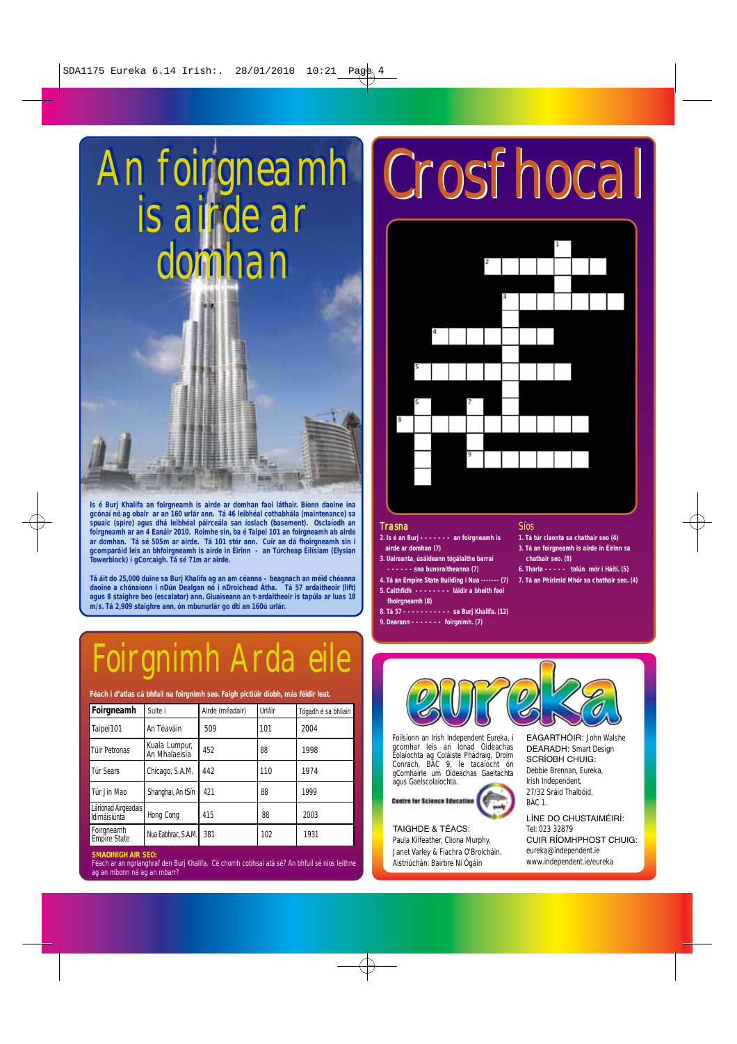# An foirgneamh is airde ar domhan

**Is é Burj Khalifa an foirgneamh is airde ar domhan faoi láthair. Bíonn daoine ina gcónaí nó ag obair ar an 160 urlár ann. Tá 46 leibhéal cothabhála (maintenance) sa spuaic (spire) agus dhá leibhéal páirceála san íoslach (basement). Osclaíodh an foirgneamh ar an 4 Eanáir 2010. Roimhe sin, ba é Taipei 101 an foirgneamh ab airde ar domhan. Tá sé 505m ar airde. Tá 101 stór ann. Cuir an dá fhoirgneamh sin i gcomparáid leis an bhfoirgneamh is airde in Éirinn - an Túrcheap Éilísiam (Elysian Towerblock) i gCorcaigh. Tá sé 71m ar airde.**

**Tá áit do 25,000 duine sa Burj Khalifa ag an am céanna – beagnach an méid chéanna daoine a chónaíonn i nDún Dealgan nó i nDroichead Átha. Tá 57 ardaitheoir (lift) agus 8 staighre beo (escalator) ann. Gluaiseann an t-ardaitheoir is tapúla ar luas 18 m/s. Tá 2,909 staighre ann, ón mbunurlár go dtí an 160ú urlár.**

# Foirgnimh Arda eile

**Féach i d'atlas cá bhfuil na foirgnimh seo. Faigh pictiúir díobh, más féidir leat.**

| Foirgneamh | Suite i | Airde (méadair) | Urláir | Tógadh é sa bhliain |
|---|---|---|---|---|
| Taipei101 | An Téaváin | 509 | 101 | 2004 |
| Túir Petronas | Kuala Lumpur, An Mhalaeisia | 452 | 88 | 1998 |
| Túr Sears | Chicago, S.A.M. | 442 | 110 | 1974 |
| Túr Jin Mao | Shanghai, An tSín | 421 | 88 | 1999 |
| Lárionad Airgeadais Idirnáisiúnta | Hong Cong | 415 | 88 | 2003 |
| Foirgneamh Empire State | Nua Eabhrac, S.A.M. | 381 | 102 | 1931 |

**SMAOINIGH AIR SEO:**
Féach ar an ngrianghraf den Burj Khalifa. Cé chomh cobhsaí atá sé? An bhfuil sé níos leithne ag an mbonn ná ag an mbarr?

# Crosfhocal

## Trasna

2. Is é an Burj - - - - - - - an foirgneamh is airde ar domhan (7)
3. Uaireanta, úsáideann tógálaithe barraí - - - - - - sna bunsraitheanna (7)
4. Tá an Empire State Building i Nua ------- (7)
5. Caithfidh - - - - - - - - láidir a bheith faoi fhoirgneamh (8)
8. Tá 57 - - - - - - - - - - - sa Burj Khalifa. (12)
9. Dearann - - - - - - - foirgnimh. (7)

## Síos

1. Tá túr claonta sa chathair seo (4)
3. Tá an foirgneamh is airde in Éirinn sa chathair seo. (8)
6. Tharla - - - - - talún mór i Háítí. (5)
7. Tá an Phirimid Mhór sa chathair seo. (4)

# eureka

Foilsíonn an Irish Independent Eureka, i gcomhar leis an Ionad Oideachas Eolaíochta ag Coláiste Phádraig, Droim Conrach, BÁC 9, le tacaíocht ón gComhairle um Oideachas Gaeltachta agus Gaelscolaíochta.

Centre for Science Education

TAIGHDE & TÉACS:
Paula Kilfeather, Cliona Murphy, Janet Varley & Fiachra O'Brolcháin.
Aistriúchán: Bairbre Ní Ógáin

EAGARTHÓIR: John Walshe
DEARADH: Smart Design
SCRÍOBH CHUIG:
Debbie Brennan, Eureka,
Irish Independent,
27/32 Sráid Thalbóid,
BÁC 1.

LÍNE DO CHUSTAIMÉIRÍ:
Tel: 023 32879
CUIR RÍOMHPHOST CHUIG:
eureka@independent.ie
www.independent.ie/eureka